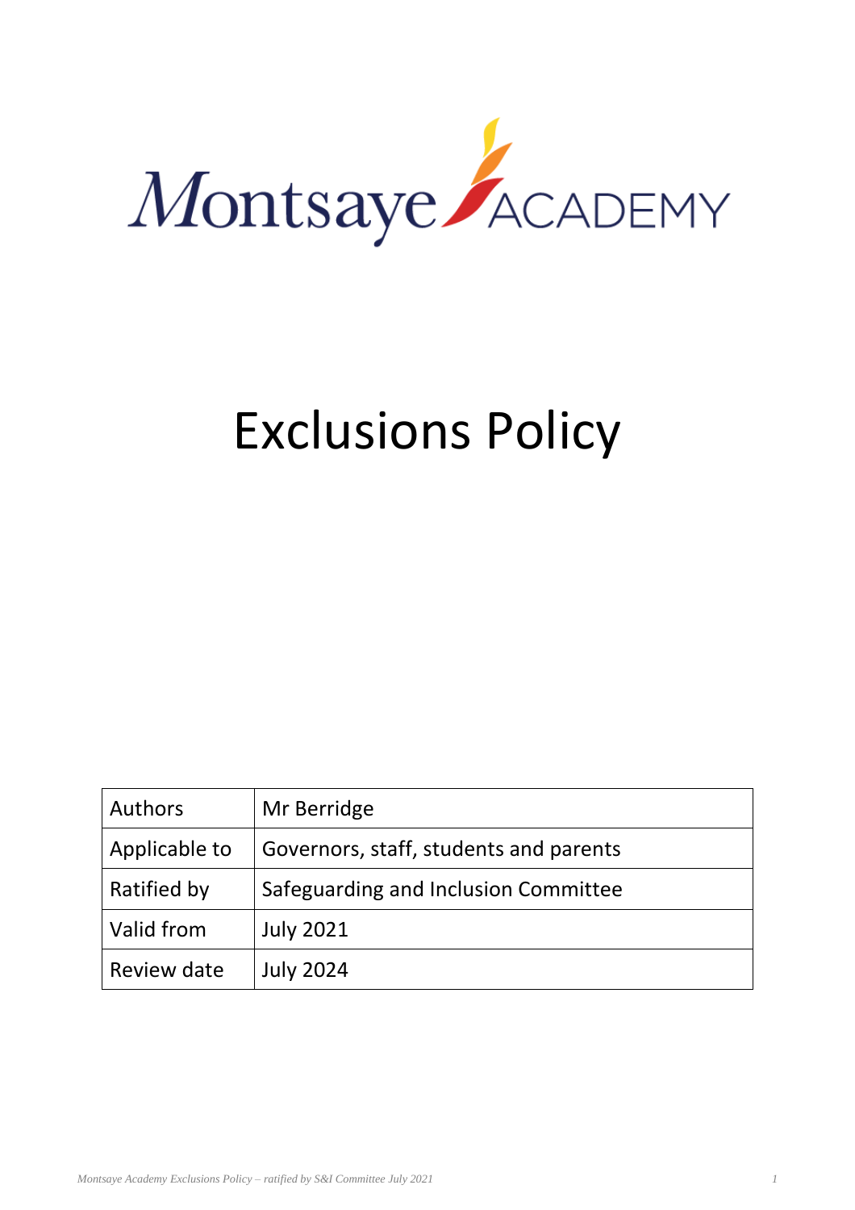Montsaye ACADEMY

# Exclusions Policy

| Authors | Mr Berridge |
|---|---|
| Applicable to | Governors, staff, students and parents |
| Ratified by | Safeguarding and Inclusion Committee |
| Valid from | July 2021 |
| Review date | July 2024 |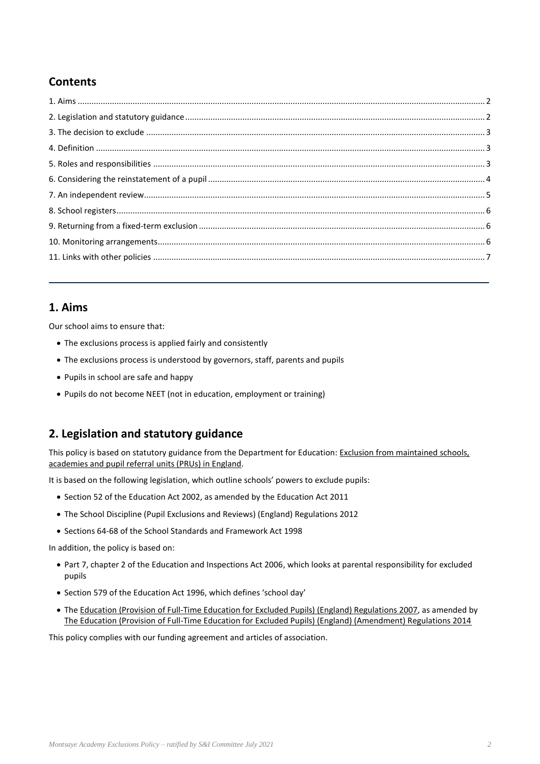## Contents

1. Aims .......... 2
2. Legislation and statutory guidance .......... 2
3. The decision to exclude .......... 3
4. Definition .......... 3
5. Roles and responsibilities .......... 3
6. Considering the reinstatement of a pupil .......... 4
7. An independent review .......... 5
8. School registers .......... 6
9. Returning from a fixed-term exclusion .......... 6
10. Monitoring arrangements .......... 6
11. Links with other policies .......... 7

---

## 1. Aims

Our school aims to ensure that:

- The exclusions process is applied fairly and consistently
- The exclusions process is understood by governors, staff, parents and pupils
- Pupils in school are safe and happy
- Pupils do not become NEET (not in education, employment or training)

## 2. Legislation and statutory guidance

This policy is based on statutory guidance from the Department for Education: Exclusion from maintained schools, academies and pupil referral units (PRUs) in England.

It is based on the following legislation, which outline schools' powers to exclude pupils:

- Section 52 of the Education Act 2002, as amended by the Education Act 2011
- The School Discipline (Pupil Exclusions and Reviews) (England) Regulations 2012
- Sections 64-68 of the School Standards and Framework Act 1998

In addition, the policy is based on:

- Part 7, chapter 2 of the Education and Inspections Act 2006, which looks at parental responsibility for excluded pupils
- Section 579 of the Education Act 1996, which defines 'school day'
- The Education (Provision of Full-Time Education for Excluded Pupils) (England) Regulations 2007, as amended by The Education (Provision of Full-Time Education for Excluded Pupils) (England) (Amendment) Regulations 2014

This policy complies with our funding agreement and articles of association.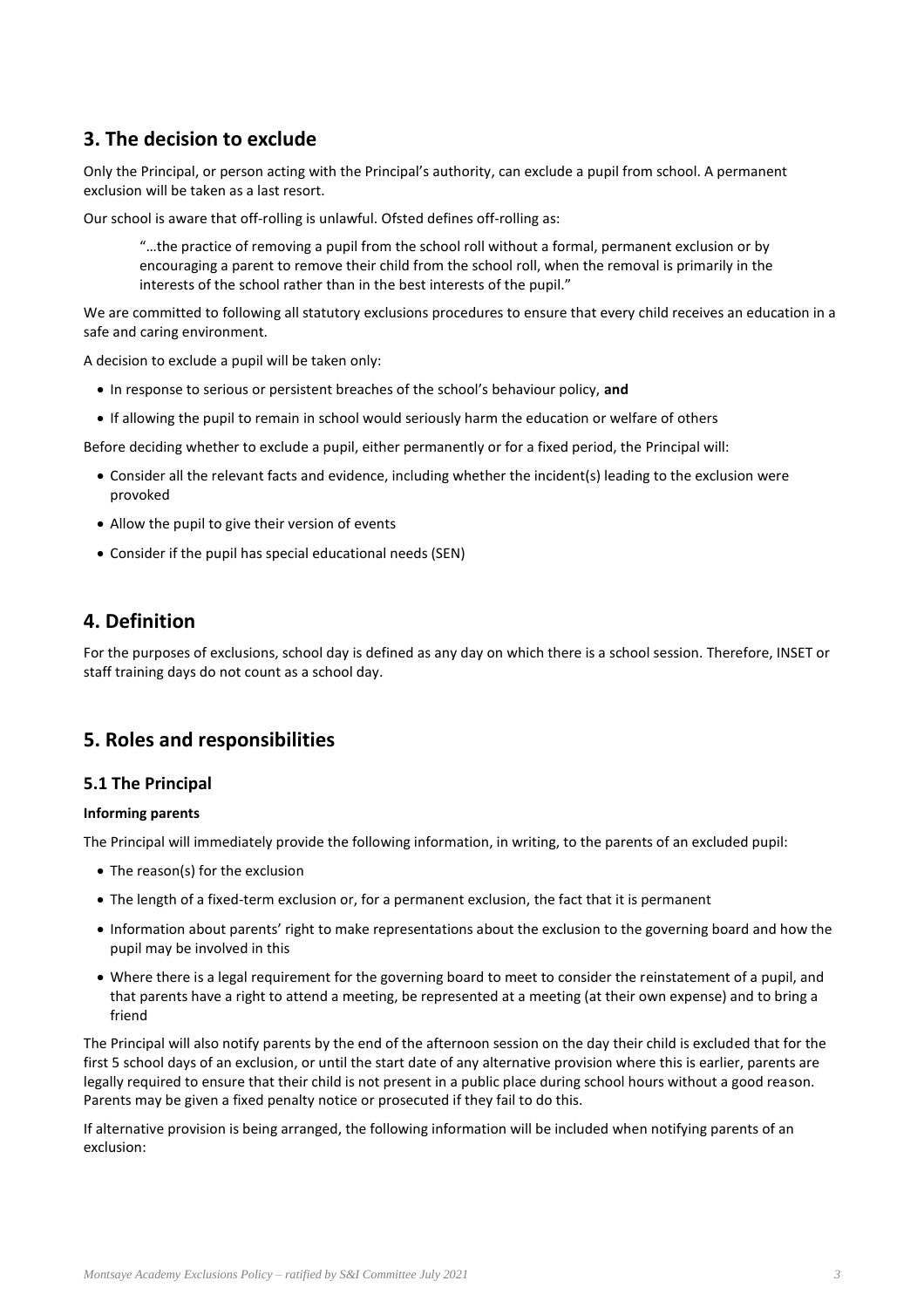## 3. The decision to exclude

Only the Principal, or person acting with the Principal's authority, can exclude a pupil from school. A permanent exclusion will be taken as a last resort.

Our school is aware that off-rolling is unlawful. Ofsted defines off-rolling as:

> "…the practice of removing a pupil from the school roll without a formal, permanent exclusion or by encouraging a parent to remove their child from the school roll, when the removal is primarily in the interests of the school rather than in the best interests of the pupil."

We are committed to following all statutory exclusions procedures to ensure that every child receives an education in a safe and caring environment.

A decision to exclude a pupil will be taken only:

- In response to serious or persistent breaches of the school's behaviour policy, **and**
- If allowing the pupil to remain in school would seriously harm the education or welfare of others

Before deciding whether to exclude a pupil, either permanently or for a fixed period, the Principal will:

- Consider all the relevant facts and evidence, including whether the incident(s) leading to the exclusion were provoked
- Allow the pupil to give their version of events
- Consider if the pupil has special educational needs (SEN)

## 4. Definition

For the purposes of exclusions, school day is defined as any day on which there is a school session. Therefore, INSET or staff training days do not count as a school day.

## 5. Roles and responsibilities

### 5.1 The Principal

**Informing parents**

The Principal will immediately provide the following information, in writing, to the parents of an excluded pupil:

- The reason(s) for the exclusion
- The length of a fixed-term exclusion or, for a permanent exclusion, the fact that it is permanent
- Information about parents' right to make representations about the exclusion to the governing board and how the pupil may be involved in this
- Where there is a legal requirement for the governing board to meet to consider the reinstatement of a pupil, and that parents have a right to attend a meeting, be represented at a meeting (at their own expense) and to bring a friend

The Principal will also notify parents by the end of the afternoon session on the day their child is excluded that for the first 5 school days of an exclusion, or until the start date of any alternative provision where this is earlier, parents are legally required to ensure that their child is not present in a public place during school hours without a good reason. Parents may be given a fixed penalty notice or prosecuted if they fail to do this.

If alternative provision is being arranged, the following information will be included when notifying parents of an exclusion: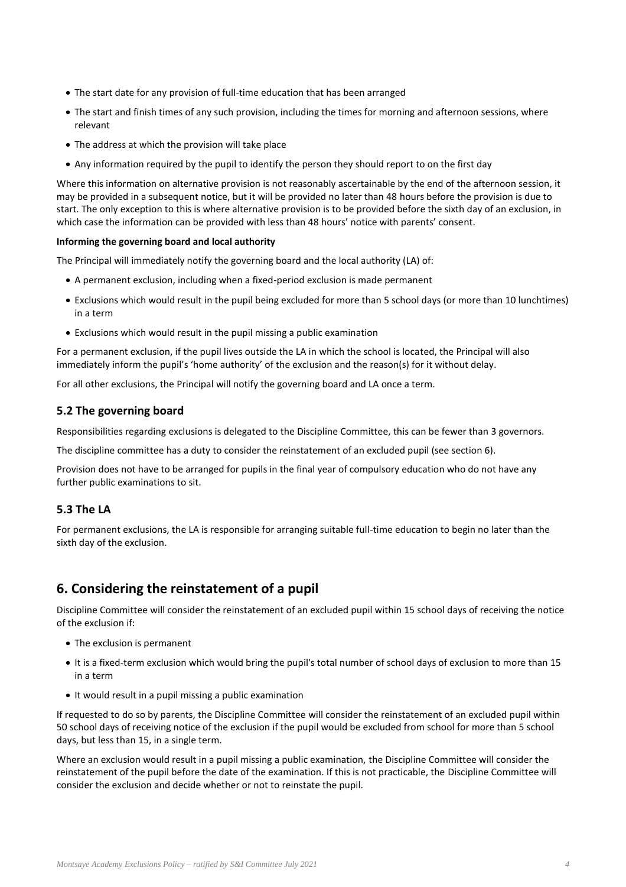- The start date for any provision of full-time education that has been arranged
- The start and finish times of any such provision, including the times for morning and afternoon sessions, where relevant
- The address at which the provision will take place
- Any information required by the pupil to identify the person they should report to on the first day

Where this information on alternative provision is not reasonably ascertainable by the end of the afternoon session, it may be provided in a subsequent notice, but it will be provided no later than 48 hours before the provision is due to start. The only exception to this is where alternative provision is to be provided before the sixth day of an exclusion, in which case the information can be provided with less than 48 hours' notice with parents' consent.

**Informing the governing board and local authority**

The Principal will immediately notify the governing board and the local authority (LA) of:

- A permanent exclusion, including when a fixed-period exclusion is made permanent
- Exclusions which would result in the pupil being excluded for more than 5 school days (or more than 10 lunchtimes) in a term
- Exclusions which would result in the pupil missing a public examination

For a permanent exclusion, if the pupil lives outside the LA in which the school is located, the Principal will also immediately inform the pupil's 'home authority' of the exclusion and the reason(s) for it without delay.

For all other exclusions, the Principal will notify the governing board and LA once a term.

### 5.2 The governing board

Responsibilities regarding exclusions is delegated to the Discipline Committee, this can be fewer than 3 governors.

The discipline committee has a duty to consider the reinstatement of an excluded pupil (see section 6).

Provision does not have to be arranged for pupils in the final year of compulsory education who do not have any further public examinations to sit.

### 5.3 The LA

For permanent exclusions, the LA is responsible for arranging suitable full-time education to begin no later than the sixth day of the exclusion.

## 6. Considering the reinstatement of a pupil

Discipline Committee will consider the reinstatement of an excluded pupil within 15 school days of receiving the notice of the exclusion if:

- The exclusion is permanent
- It is a fixed-term exclusion which would bring the pupil's total number of school days of exclusion to more than 15 in a term
- It would result in a pupil missing a public examination

If requested to do so by parents, the Discipline Committee will consider the reinstatement of an excluded pupil within 50 school days of receiving notice of the exclusion if the pupil would be excluded from school for more than 5 school days, but less than 15, in a single term.

Where an exclusion would result in a pupil missing a public examination, the Discipline Committee will consider the reinstatement of the pupil before the date of the examination. If this is not practicable, the Discipline Committee will consider the exclusion and decide whether or not to reinstate the pupil.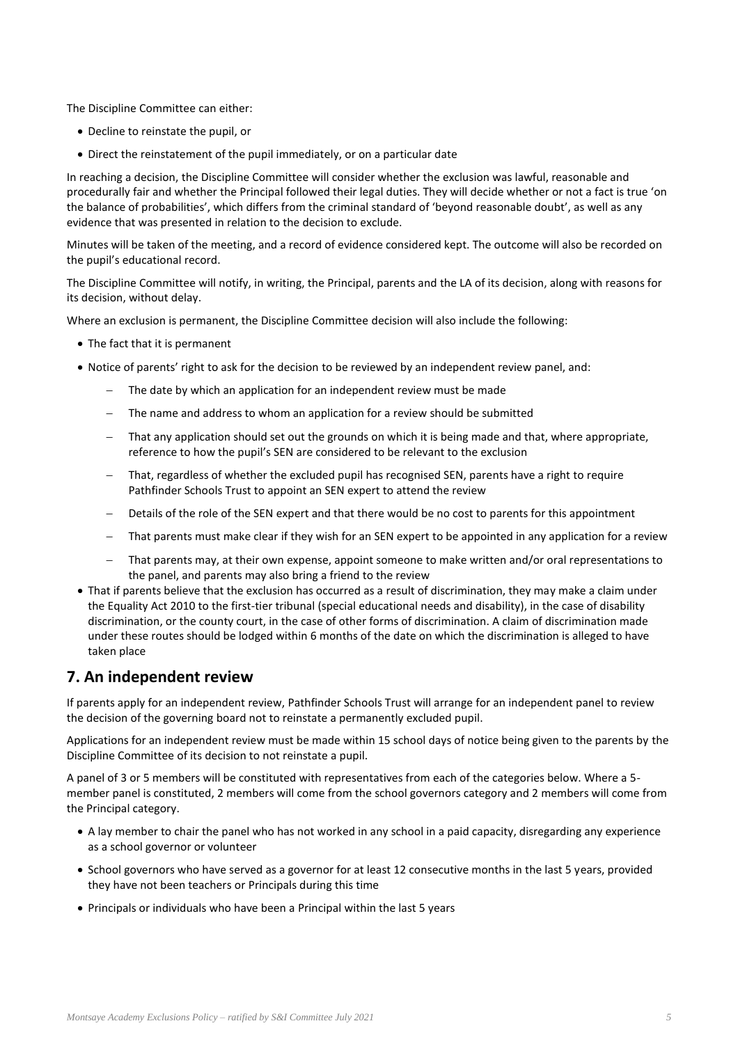The Discipline Committee can either:

- Decline to reinstate the pupil, or
- Direct the reinstatement of the pupil immediately, or on a particular date

In reaching a decision, the Discipline Committee will consider whether the exclusion was lawful, reasonable and procedurally fair and whether the Principal followed their legal duties. They will decide whether or not a fact is true 'on the balance of probabilities', which differs from the criminal standard of 'beyond reasonable doubt', as well as any evidence that was presented in relation to the decision to exclude.

Minutes will be taken of the meeting, and a record of evidence considered kept. The outcome will also be recorded on the pupil's educational record.

The Discipline Committee will notify, in writing, the Principal, parents and the LA of its decision, along with reasons for its decision, without delay.

Where an exclusion is permanent, the Discipline Committee decision will also include the following:

- The fact that it is permanent
- Notice of parents' right to ask for the decision to be reviewed by an independent review panel, and:
  - The date by which an application for an independent review must be made
  - The name and address to whom an application for a review should be submitted
  - That any application should set out the grounds on which it is being made and that, where appropriate, reference to how the pupil's SEN are considered to be relevant to the exclusion
  - That, regardless of whether the excluded pupil has recognised SEN, parents have a right to require Pathfinder Schools Trust to appoint an SEN expert to attend the review
  - Details of the role of the SEN expert and that there would be no cost to parents for this appointment
  - That parents must make clear if they wish for an SEN expert to be appointed in any application for a review
  - That parents may, at their own expense, appoint someone to make written and/or oral representations to the panel, and parents may also bring a friend to the review
- That if parents believe that the exclusion has occurred as a result of discrimination, they may make a claim under the Equality Act 2010 to the first-tier tribunal (special educational needs and disability), in the case of disability discrimination, or the county court, in the case of other forms of discrimination. A claim of discrimination made under these routes should be lodged within 6 months of the date on which the discrimination is alleged to have taken place

## 7. An independent review

If parents apply for an independent review, Pathfinder Schools Trust will arrange for an independent panel to review the decision of the governing board not to reinstate a permanently excluded pupil.

Applications for an independent review must be made within 15 school days of notice being given to the parents by the Discipline Committee of its decision to not reinstate a pupil.

A panel of 3 or 5 members will be constituted with representatives from each of the categories below. Where a 5-member panel is constituted, 2 members will come from the school governors category and 2 members will come from the Principal category.

- A lay member to chair the panel who has not worked in any school in a paid capacity, disregarding any experience as a school governor or volunteer
- School governors who have served as a governor for at least 12 consecutive months in the last 5 years, provided they have not been teachers or Principals during this time
- Principals or individuals who have been a Principal within the last 5 years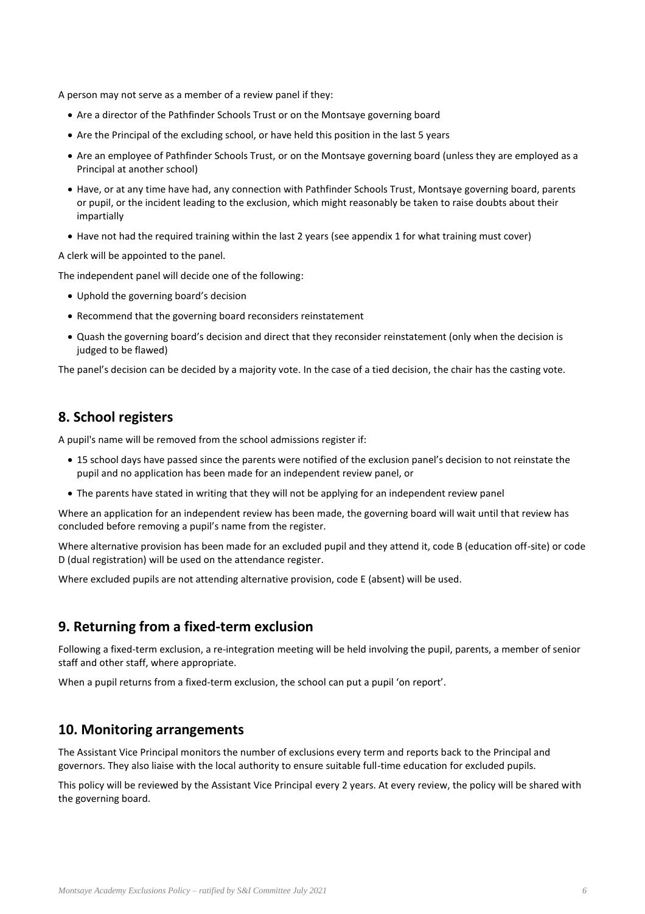A person may not serve as a member of a review panel if they:

- Are a director of the Pathfinder Schools Trust or on the Montsaye governing board
- Are the Principal of the excluding school, or have held this position in the last 5 years
- Are an employee of Pathfinder Schools Trust, or on the Montsaye governing board (unless they are employed as a Principal at another school)
- Have, or at any time have had, any connection with Pathfinder Schools Trust, Montsaye governing board, parents or pupil, or the incident leading to the exclusion, which might reasonably be taken to raise doubts about their impartially
- Have not had the required training within the last 2 years (see appendix 1 for what training must cover)

A clerk will be appointed to the panel.

The independent panel will decide one of the following:

- Uphold the governing board's decision
- Recommend that the governing board reconsiders reinstatement
- Quash the governing board's decision and direct that they reconsider reinstatement (only when the decision is judged to be flawed)

The panel's decision can be decided by a majority vote. In the case of a tied decision, the chair has the casting vote.

## 8. School registers

A pupil's name will be removed from the school admissions register if:

- 15 school days have passed since the parents were notified of the exclusion panel's decision to not reinstate the pupil and no application has been made for an independent review panel, or
- The parents have stated in writing that they will not be applying for an independent review panel

Where an application for an independent review has been made, the governing board will wait until that review has concluded before removing a pupil's name from the register.

Where alternative provision has been made for an excluded pupil and they attend it, code B (education off-site) or code D (dual registration) will be used on the attendance register.

Where excluded pupils are not attending alternative provision, code E (absent) will be used.

## 9. Returning from a fixed-term exclusion

Following a fixed-term exclusion, a re-integration meeting will be held involving the pupil, parents, a member of senior staff and other staff, where appropriate.

When a pupil returns from a fixed-term exclusion, the school can put a pupil 'on report'.

## 10. Monitoring arrangements

The Assistant Vice Principal monitors the number of exclusions every term and reports back to the Principal and governors. They also liaise with the local authority to ensure suitable full-time education for excluded pupils.

This policy will be reviewed by the Assistant Vice Principal every 2 years. At every review, the policy will be shared with the governing board.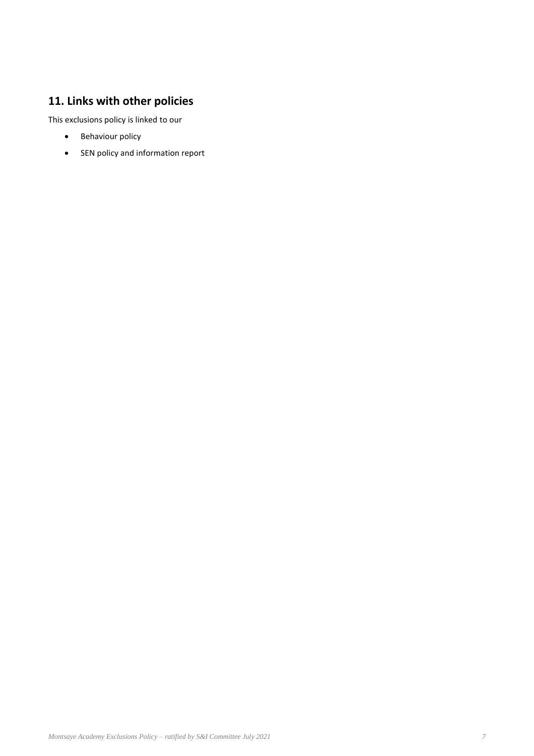## 11. Links with other policies

This exclusions policy is linked to our

- Behaviour policy
- SEN policy and information report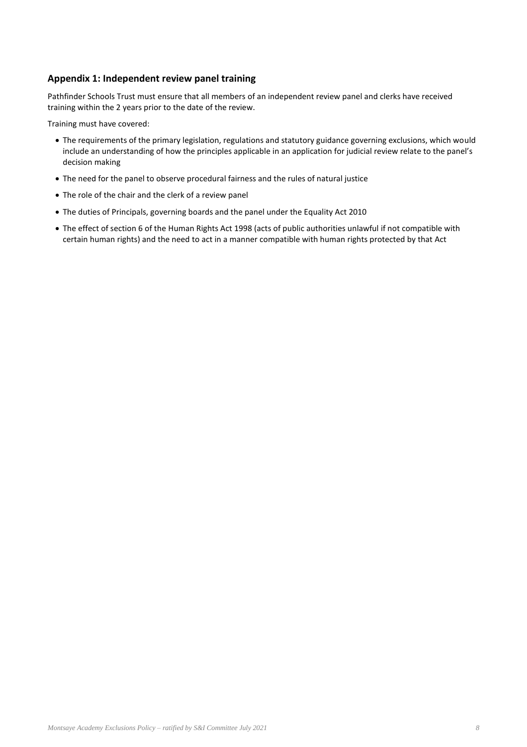## Appendix 1: Independent review panel training

Pathfinder Schools Trust must ensure that all members of an independent review panel and clerks have received training within the 2 years prior to the date of the review.

Training must have covered:

- The requirements of the primary legislation, regulations and statutory guidance governing exclusions, which would include an understanding of how the principles applicable in an application for judicial review relate to the panel's decision making
- The need for the panel to observe procedural fairness and the rules of natural justice
- The role of the chair and the clerk of a review panel
- The duties of Principals, governing boards and the panel under the Equality Act 2010
- The effect of section 6 of the Human Rights Act 1998 (acts of public authorities unlawful if not compatible with certain human rights) and the need to act in a manner compatible with human rights protected by that Act